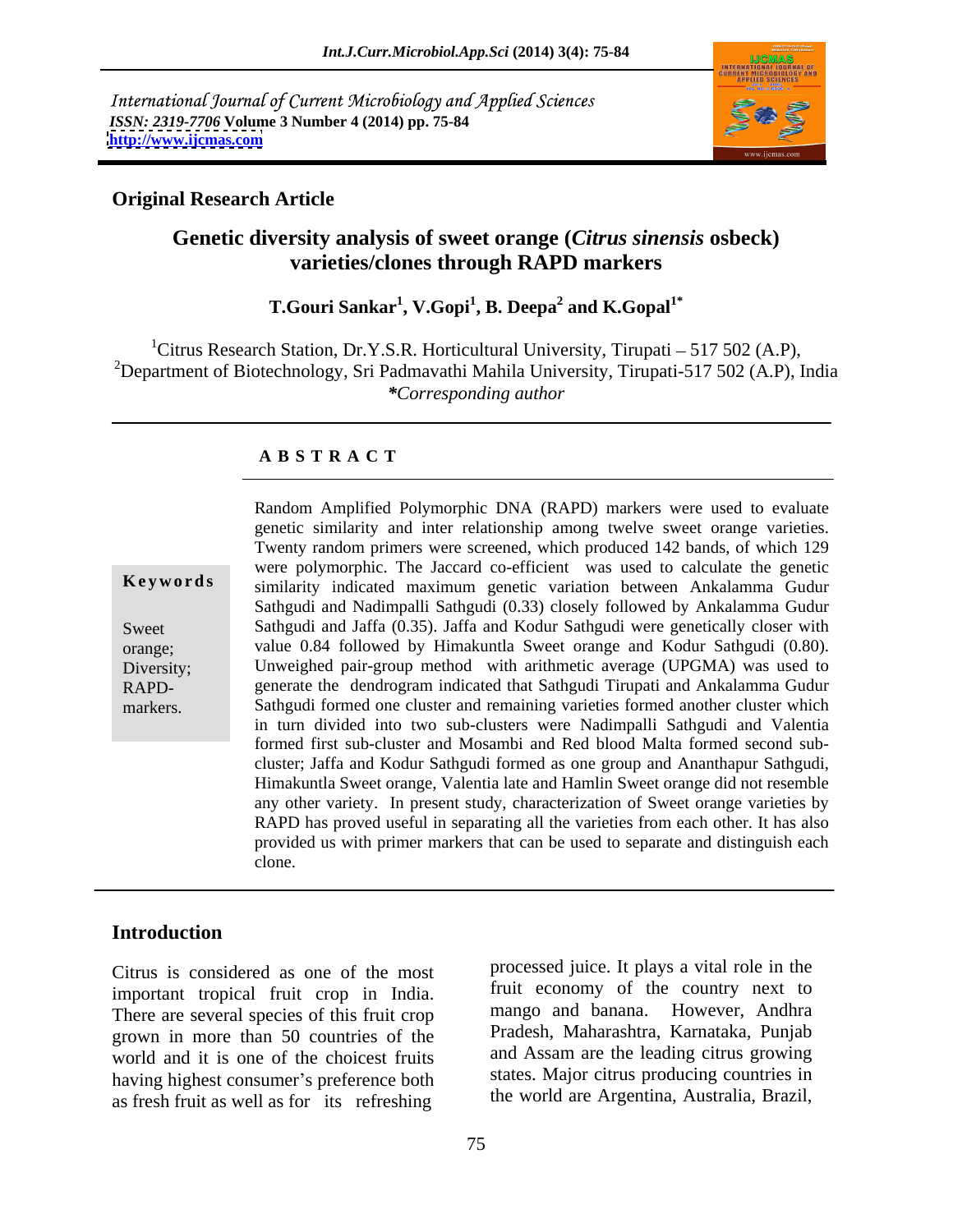International Journal of Current Microbiology and Applied Sciences
*ISSN: 2319-7706* **Volume 3 Number 4 (2014) pp. 75-84**
**http://www.ijcmas.com**

**Original Research Article**

# Genetic diversity analysis of sweet orange (*Citrus sinensis* osbeck) varieties/clones through RAPD markers

**T.Gouri Sankar[1], V.Gopi[1], B. Deepa[2] and K.Gopal[1*]**

[1]Citrus Research Station, Dr.Y.S.R. Horticultural University, Tirupati – 517 502 (A.P),
[2]Department of Biotechnology, Sri Padmavathi Mahila University, Tirupati-517 502 (A.P), India
*\*Corresponding author*

## ABSTRACT

**Keywords**

Sweet orange; Diversity; RAPD-markers.

Random Amplified Polymorphic DNA (RAPD) markers were used to evaluate genetic similarity and inter relationship among twelve sweet orange varieties. Twenty random primers were screened, which produced 142 bands, of which 129 were polymorphic. The Jaccard co-efficient was used to calculate the genetic similarity indicated maximum genetic variation between Ankalamma Gudur Sathgudi and Nadimpalli Sathgudi (0.33) closely followed by Ankalamma Gudur Sathgudi and Jaffa (0.35). Jaffa and Kodur Sathgudi were genetically closer with value 0.84 followed by Himakuntla Sweet orange and Kodur Sathgudi (0.80). Unweighed pair-group method with arithmetic average (UPGMA) was used to generate the dendrogram indicated that Sathgudi Tirupati and Ankalamma Gudur Sathgudi formed one cluster and remaining varieties formed another cluster which in turn divided into two sub-clusters were Nadimpalli Sathgudi and Valentia formed first sub-cluster and Mosambi and Red blood Malta formed second sub-cluster; Jaffa and Kodur Sathgudi formed as one group and Ananthapur Sathgudi, Himakuntla Sweet orange, Valentia late and Hamlin Sweet orange did not resemble any other variety. In present study, characterization of Sweet orange varieties by RAPD has proved useful in separating all the varieties from each other. It has also provided us with primer markers that can be used to separate and distinguish each clone.

## Introduction

Citrus is considered as one of the most important tropical fruit crop in India. There are several species of this fruit crop grown in more than 50 countries of the world and it is one of the choicest fruits having highest consumer's preference both as fresh fruit as well as for its refreshing processed juice. It plays a vital role in the fruit economy of the country next to mango and banana. However, Andhra Pradesh, Maharashtra, Karnataka, Punjab and Assam are the leading citrus growing states. Major citrus producing countries in the world are Argentina, Australia, Brazil,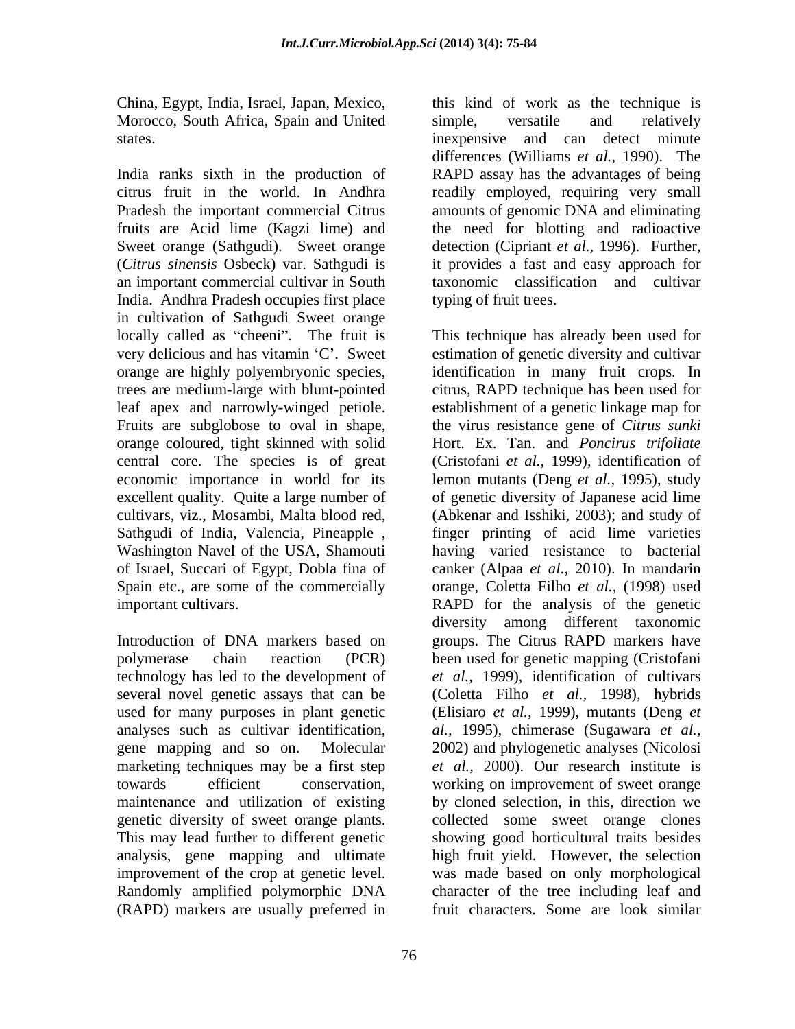China, Egypt, India, Israel, Japan, Mexico, Morocco, South Africa, Spain and United states.

India ranks sixth in the production of citrus fruit in the world. In Andhra Pradesh the important commercial Citrus fruits are Acid lime (Kagzi lime) and Sweet orange (Sathgudi). Sweet orange (*Citrus sinensis* Osbeck) var. Sathgudi is an important commercial cultivar in South India. Andhra Pradesh occupies first place in cultivation of Sathgudi Sweet orange locally called as "cheeni". The fruit is very delicious and has vitamin 'C'. Sweet orange are highly polyembryonic species, trees are medium-large with blunt-pointed leaf apex and narrowly-winged petiole. Fruits are subglobose to oval in shape, orange coloured, tight skinned with solid central core. The species is of great economic importance in world for its excellent quality. Quite a large number of cultivars, viz., Mosambi, Malta blood red, Sathgudi of India, Valencia, Pineapple , Washington Navel of the USA, Shamouti of Israel, Succari of Egypt, Dobla fina of Spain etc., are some of the commercially important cultivars.

Introduction of DNA markers based on polymerase chain reaction (PCR) technology has led to the development of several novel genetic assays that can be used for many purposes in plant genetic analyses such as cultivar identification, gene mapping and so on. Molecular marketing techniques may be a first step towards efficient conservation, maintenance and utilization of existing genetic diversity of sweet orange plants. This may lead further to different genetic analysis, gene mapping and ultimate improvement of the crop at genetic level. Randomly amplified polymorphic DNA (RAPD) markers are usually preferred in this kind of work as the technique is simple, versatile and relatively inexpensive and can detect minute differences (Williams *et al.,* 1990). The RAPD assay has the advantages of being readily employed, requiring very small amounts of genomic DNA and eliminating the need for blotting and radioactive detection (Cipriant *et al.,* 1996). Further, it provides a fast and easy approach for taxonomic classification and cultivar typing of fruit trees.

This technique has already been used for estimation of genetic diversity and cultivar identification in many fruit crops. In citrus, RAPD technique has been used for establishment of a genetic linkage map for the virus resistance gene of *Citrus sunki* Hort. Ex. Tan. and *Poncirus trifoliate* (Cristofani *et al.,* 1999), identification of lemon mutants (Deng *et al.,* 1995), study of genetic diversity of Japanese acid lime (Abkenar and Isshiki, 2003); and study of finger printing of acid lime varieties having varied resistance to bacterial canker (Alpaa *et al*., 2010). In mandarin orange, Coletta Filho *et al.,* (1998) used RAPD for the analysis of the genetic diversity among different taxonomic groups. The Citrus RAPD markers have been used for genetic mapping (Cristofani *et al.,* 1999), identification of cultivars (Coletta Filho *et al.,* 1998), hybrids (Elisiaro *et al.,* 1999), mutants (Deng *et al.,* 1995), chimerase (Sugawara *et al.,* 2002) and phylogenetic analyses (Nicolosi *et al.,* 2000). Our research institute is working on improvement of sweet orange by cloned selection, in this, direction we collected some sweet orange clones showing good horticultural traits besides high fruit yield. However, the selection was made based on only morphological character of the tree including leaf and fruit characters. Some are look similar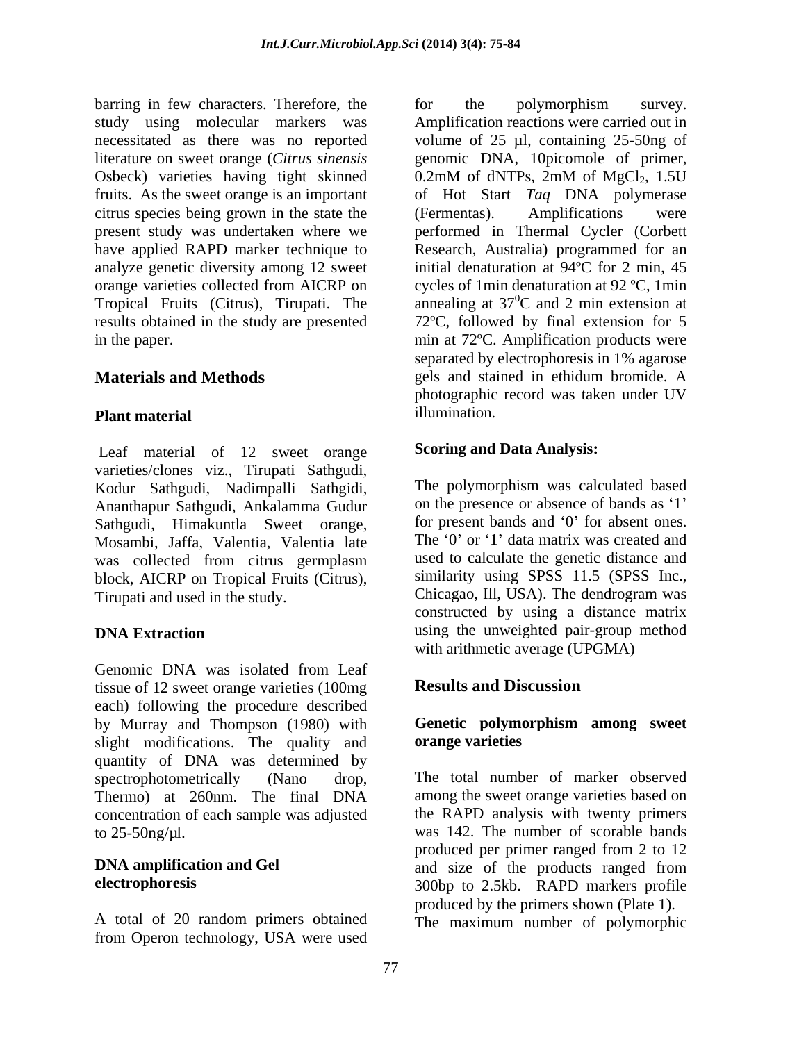barring in few characters. Therefore, the study using molecular markers was necessitated as there was no reported literature on sweet orange (*Citrus sinensis* Osbeck) varieties having tight skinned fruits. As the sweet orange is an important citrus species being grown in the state the present study was undertaken where we have applied RAPD marker technique to analyze genetic diversity among 12 sweet orange varieties collected from AICRP on Tropical Fruits (Citrus), Tirupati. The results obtained in the study are presented in the paper.

## Materials and Methods

### Plant material

Leaf material of 12 sweet orange varieties/clones viz., Tirupati Sathgudi, Kodur Sathgudi, Nadimpalli Sathgidi, Ananthapur Sathgudi, Ankalamma Gudur Sathgudi, Himakuntla Sweet orange, Mosambi, Jaffa, Valentia, Valentia late was collected from citrus germplasm block, AICRP on Tropical Fruits (Citrus), Tirupati and used in the study.

### DNA Extraction

Genomic DNA was isolated from Leaf tissue of 12 sweet orange varieties (100mg each) following the procedure described by Murray and Thompson (1980) with slight modifications. The quality and quantity of DNA was determined by spectrophotometrically (Nano drop, Thermo) at 260nm. The final DNA concentration of each sample was adjusted to 25-50ng/µl.

### DNA amplification and Gel electrophoresis

A total of 20 random primers obtained from Operon technology, USA were used for the polymorphism survey. Amplification reactions were carried out in volume of 25 µl, containing 25-50ng of genomic DNA, 10picomole of primer, 0.2mM of dNTPs, 2mM of $MgCl_2$, 1.5U of Hot Start *Taq* DNA polymerase (Fermentas). Amplifications were performed in Thermal Cycler (Corbett Research, Australia) programmed for an initial denaturation at 94ºC for 2 min, 45 cycles of 1min denaturation at 92 ºC, 1min annealing at $37^0$C and 2 min extension at 72ºC, followed by final extension for 5 min at 72ºC. Amplification products were separated by electrophoresis in 1% agarose gels and stained in ethidum bromide. A photographic record was taken under UV illumination.

### Scoring and Data Analysis:

The polymorphism was calculated based on the presence or absence of bands as '1' for present bands and '0' for absent ones. The '0' or '1' data matrix was created and used to calculate the genetic distance and similarity using SPSS 11.5 (SPSS Inc., Chicagao, Ill, USA). The dendrogram was constructed by using a distance matrix using the unweighted pair-group method with arithmetic average (UPGMA)

## Results and Discussion

### Genetic polymorphism among sweet orange varieties

The total number of marker observed among the sweet orange varieties based on the RAPD analysis with twenty primers was 142. The number of scorable bands produced per primer ranged from 2 to 12 and size of the products ranged from 300bp to 2.5kb. RAPD markers profile produced by the primers shown (Plate 1). The maximum number of polymorphic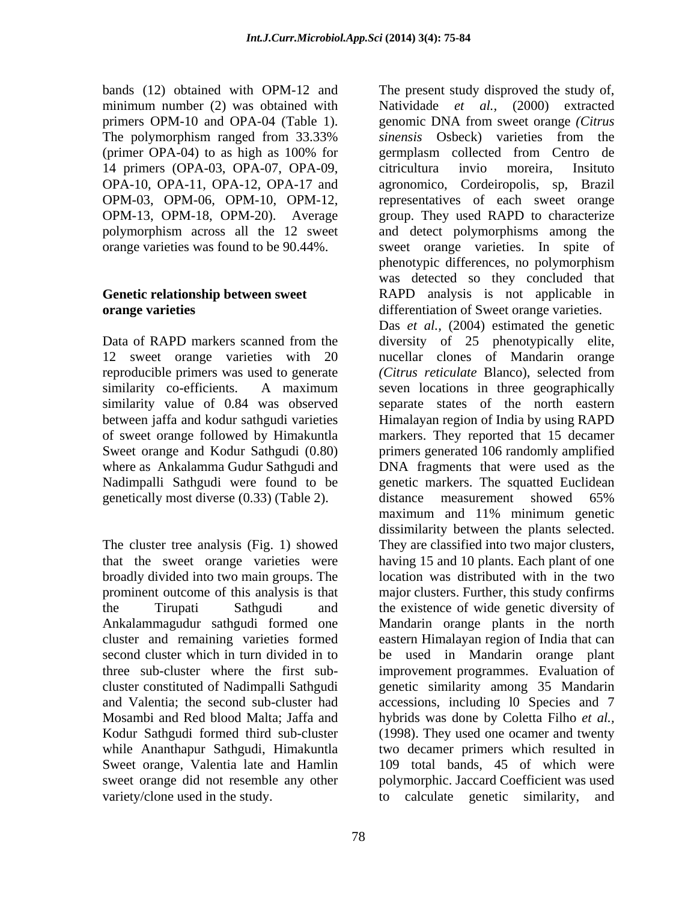bands (12) obtained with OPM-12 and minimum number (2) was obtained with primers OPM-10 and OPA-04 (Table 1). The polymorphism ranged from 33.33% (primer OPA-04) to as high as 100% for 14 primers (OPA-03, OPA-07, OPA-09, OPA-10, OPA-11, OPA-12, OPA-17 and OPM-03, OPM-06, OPM-10, OPM-12, OPM-13, OPM-18, OPM-20). Average polymorphism across all the 12 sweet orange varieties was found to be 90.44%.

**Genetic relationship between sweet orange varieties**

Data of RAPD markers scanned from the 12 sweet orange varieties with 20 reproducible primers was used to generate similarity co-efficients. A maximum similarity value of 0.84 was observed between jaffa and kodur sathgudi varieties of sweet orange followed by Himakuntla Sweet orange and Kodur Sathgudi (0.80) where as Ankalamma Gudur Sathgudi and Nadimpalli Sathgudi were found to be genetically most diverse (0.33) (Table 2).

The cluster tree analysis (Fig. 1) showed that the sweet orange varieties were broadly divided into two main groups. The prominent outcome of this analysis is that the Tirupati Sathgudi and Ankalammagudur sathgudi formed one cluster and remaining varieties formed second cluster which in turn divided in to three sub-cluster where the first sub-cluster constituted of Nadimpalli Sathgudi and Valentia; the second sub-cluster had Mosambi and Red blood Malta; Jaffa and Kodur Sathgudi formed third sub-cluster while Ananthapur Sathgudi, Himakuntla Sweet orange, Valentia late and Hamlin sweet orange did not resemble any other variety/clone used in the study.

The present study disproved the study of, Natividade *et al.,* (2000) extracted genomic DNA from sweet orange *(Citrus sinensis* Osbeck) varieties from the germplasm collected from Centro de citricultura invio moreira, Insituto agronomico, Cordeiropolis, sp, Brazil representatives of each sweet orange group. They used RAPD to characterize and detect polymorphisms among the sweet orange varieties. In spite of phenotypic differences, no polymorphism was detected so they concluded that RAPD analysis is not applicable in differentiation of Sweet orange varieties. Das *et al.,* (2004) estimated the genetic diversity of 25 phenotypically elite, nucellar clones of Mandarin orange *(Citrus reticulate* Blanco), selected from seven locations in three geographically separate states of the north eastern Himalayan region of India by using RAPD markers. They reported that 15 decamer primers generated 106 randomly amplified DNA fragments that were used as the genetic markers. The squatted Euclidean distance measurement showed 65% maximum and 11% minimum genetic dissimilarity between the plants selected. They are classified into two major clusters, having 15 and 10 plants. Each plant of one location was distributed with in the two major clusters. Further, this study confirms the existence of wide genetic diversity of Mandarin orange plants in the north eastern Himalayan region of India that can be used in Mandarin orange plant improvement programmes. Evaluation of genetic similarity among 35 Mandarin accessions, including l0 Species and 7 hybrids was done by Coletta Filho *et al.,* (1998). They used one ocamer and twenty two decamer primers which resulted in 109 total bands, 45 of which were polymorphic. Jaccard Coefficient was used to calculate genetic similarity, and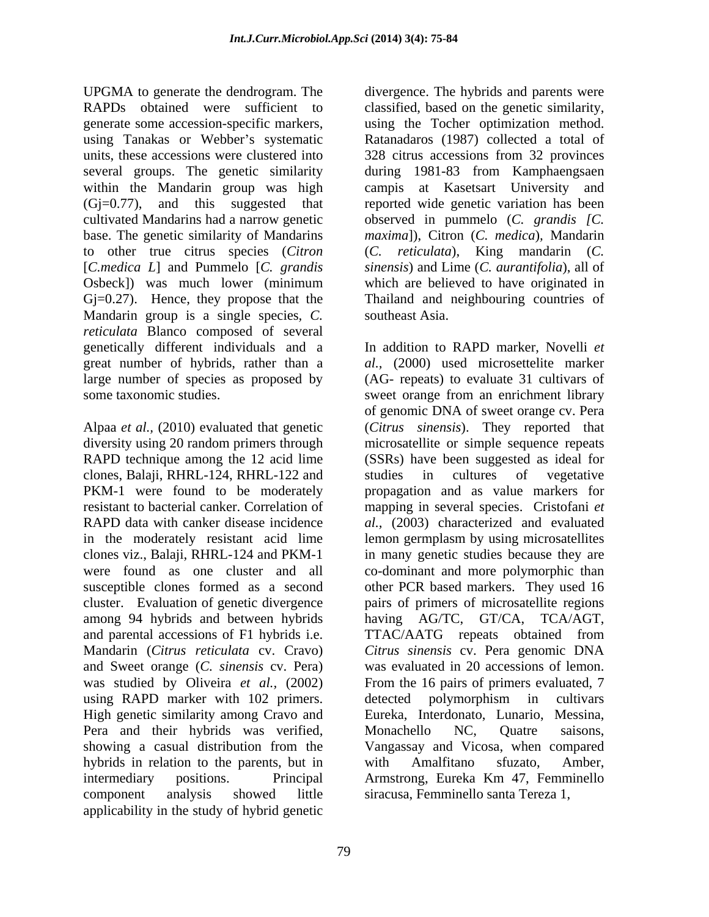UPGMA to generate the dendrogram. The RAPDs obtained were sufficient to generate some accession-specific markers, using Tanakas or Webber's systematic units, these accessions were clustered into several groups. The genetic similarity within the Mandarin group was high (Gj=0.77), and this suggested that cultivated Mandarins had a narrow genetic base. The genetic similarity of Mandarins to other true citrus species (*Citron* [*C.medica L*] and Pummelo [*C. grandis* Osbeck]) was much lower (minimum Gj=0.27). Hence, they propose that the Mandarin group is a single species, *C. reticulata* Blanco composed of several genetically different individuals and a great number of hybrids, rather than a large number of species as proposed by some taxonomic studies.

Alpaa *et al.,* (2010) evaluated that genetic diversity using 20 random primers through RAPD technique among the 12 acid lime clones, Balaji, RHRL-124, RHRL-122 and PKM-1 were found to be moderately resistant to bacterial canker. Correlation of RAPD data with canker disease incidence in the moderately resistant acid lime clones viz., Balaji, RHRL-124 and PKM-1 were found as one cluster and all susceptible clones formed as a second cluster. Evaluation of genetic divergence among 94 hybrids and between hybrids and parental accessions of F1 hybrids i.e. Mandarin (*Citrus reticulata* cv. Cravo) and Sweet orange (*C. sinensis* cv. Pera) was studied by Oliveira *et al.,* (2002) using RAPD marker with 102 primers. High genetic similarity among Cravo and Pera and their hybrids was verified, showing a casual distribution from the hybrids in relation to the parents, but in intermediary positions. Principal component analysis showed little applicability in the study of hybrid genetic divergence. The hybrids and parents were classified, based on the genetic similarity, using the Tocher optimization method. Ratanadaros (1987) collected a total of 328 citrus accessions from 32 provinces during 1981-83 from Kamphaengsaen campis at Kasetsart University and reported wide genetic variation has been observed in pummelo (*C. grandis [C. maxima*]), Citron (*C. medica*), Mandarin (*C. reticulata*), King mandarin (*C. sinensis*) and Lime (*C. aurantifolia*), all of which are believed to have originated in Thailand and neighbouring countries of southeast Asia.

In addition to RAPD marker, Novelli *et al.,* (2000) used microsettelite marker (AG- repeats) to evaluate 31 cultivars of sweet orange from an enrichment library of genomic DNA of sweet orange cv. Pera (*Citrus sinensis*). They reported that microsatellite or simple sequence repeats (SSRs) have been suggested as ideal for studies in cultures of vegetative propagation and as value markers for mapping in several species. Cristofani *et al.,* (2003) characterized and evaluated lemon germplasm by using microsatellites in many genetic studies because they are co-dominant and more polymorphic than other PCR based markers. They used 16 pairs of primers of microsatellite regions having AG/TC, GT/CA, TCA/AGT, TTAC/AATG repeats obtained from *Citrus sinensis* cv. Pera genomic DNA was evaluated in 20 accessions of lemon. From the 16 pairs of primers evaluated, 7 detected polymorphism in cultivars Eureka, Interdonato, Lunario, Messina, Monachello NC, Quatre saisons, Vangassay and Vicosa, when compared with Amalfitano sfuzato, Amber, Armstrong, Eureka Km 47, Femminello siracusa, Femminello santa Tereza 1,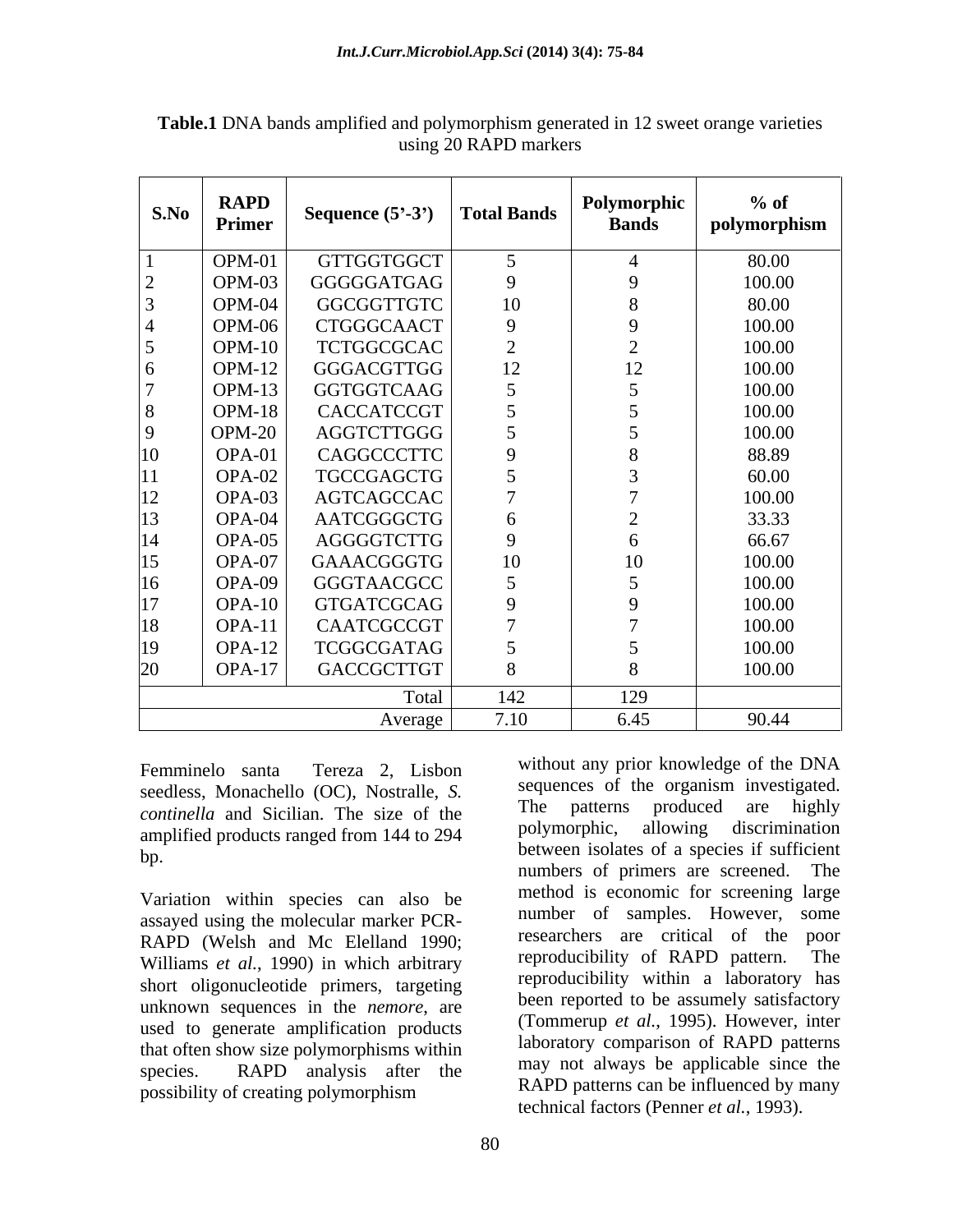**Table.1** DNA bands amplified and polymorphism generated in 12 sweet orange varieties using 20 RAPD markers

| S.No | RAPD Primer | Sequence (5'-3') | Total Bands | Polymorphic Bands | % of polymorphism |
|---|---|---|---|---|---|
| 1 | OPM-01 | GTTGGTGGCT | 5 | 4 | 80.00 |
| 2 | OPM-03 | GGGGGATGAG | 9 | 9 | 100.00 |
| 3 | OPM-04 | GGCGGTTGTC | 10 | 8 | 80.00 |
| 4 | OPM-06 | CTGGGCAACT | 9 | 9 | 100.00 |
| 5 | OPM-10 | TCTGGCGCAC | 2 | 2 | 100.00 |
| 6 | OPM-12 | GGGACGTTGG | 12 | 12 | 100.00 |
| 7 | OPM-13 | GGTGGTCAAG | 5 | 5 | 100.00 |
| 8 | OPM-18 | CACCATCCGT | 5 | 5 | 100.00 |
| 9 | OPM-20 | AGGTCTTGGG | 5 | 5 | 100.00 |
| 10 | OPA-01 | CAGGCCCTTC | 9 | 8 | 88.89 |
| 11 | OPA-02 | TGCCGAGCTG | 5 | 3 | 60.00 |
| 12 | OPA-03 | AGTCAGCCAC | 7 | 7 | 100.00 |
| 13 | OPA-04 | AATCGGGCTG | 6 | 2 | 33.33 |
| 14 | OPA-05 | AGGGGTCTTG | 9 | 6 | 66.67 |
| 15 | OPA-07 | GAAACGGGTG | 10 | 10 | 100.00 |
| 16 | OPA-09 | GGGTAACGCC | 5 | 5 | 100.00 |
| 17 | OPA-10 | GTGATCGCAG | 9 | 9 | 100.00 |
| 18 | OPA-11 | CAATCGCCGT | 7 | 7 | 100.00 |
| 19 | OPA-12 | TCGGCGATAG | 5 | 5 | 100.00 |
| 20 | OPA-17 | GACCGCTTGT | 8 | 8 | 100.00 |
| | | Total | 142 | 129 | |
| | | Average | 7.10 | 6.45 | 90.44 |

Femminelo santa Tereza 2, Lisbon seedless, Monachello (OC), Nostralle, *S. continella* and Sicilian. The size of the amplified products ranged from 144 to 294 bp.

Variation within species can also be assayed using the molecular marker PCR-RAPD (Welsh and Mc Elelland 1990; Williams *et al.*, 1990) in which arbitrary short oligonucleotide primers, targeting unknown sequences in the *nemore*, are used to generate amplification products that often show size polymorphisms within species. RAPD analysis after the possibility of creating polymorphism without any prior knowledge of the DNA sequences of the organism investigated. The patterns produced are highly polymorphic, allowing discrimination between isolates of a species if sufficient numbers of primers are screened. The method is economic for screening large number of samples. However, some researchers are critical of the poor reproducibility of RAPD pattern. The reproducibility within a laboratory has been reported to be assumely satisfactory (Tommerup *et al.*, 1995). However, inter laboratory comparison of RAPD patterns may not always be applicable since the RAPD patterns can be influenced by many technical factors (Penner *et al.*, 1993).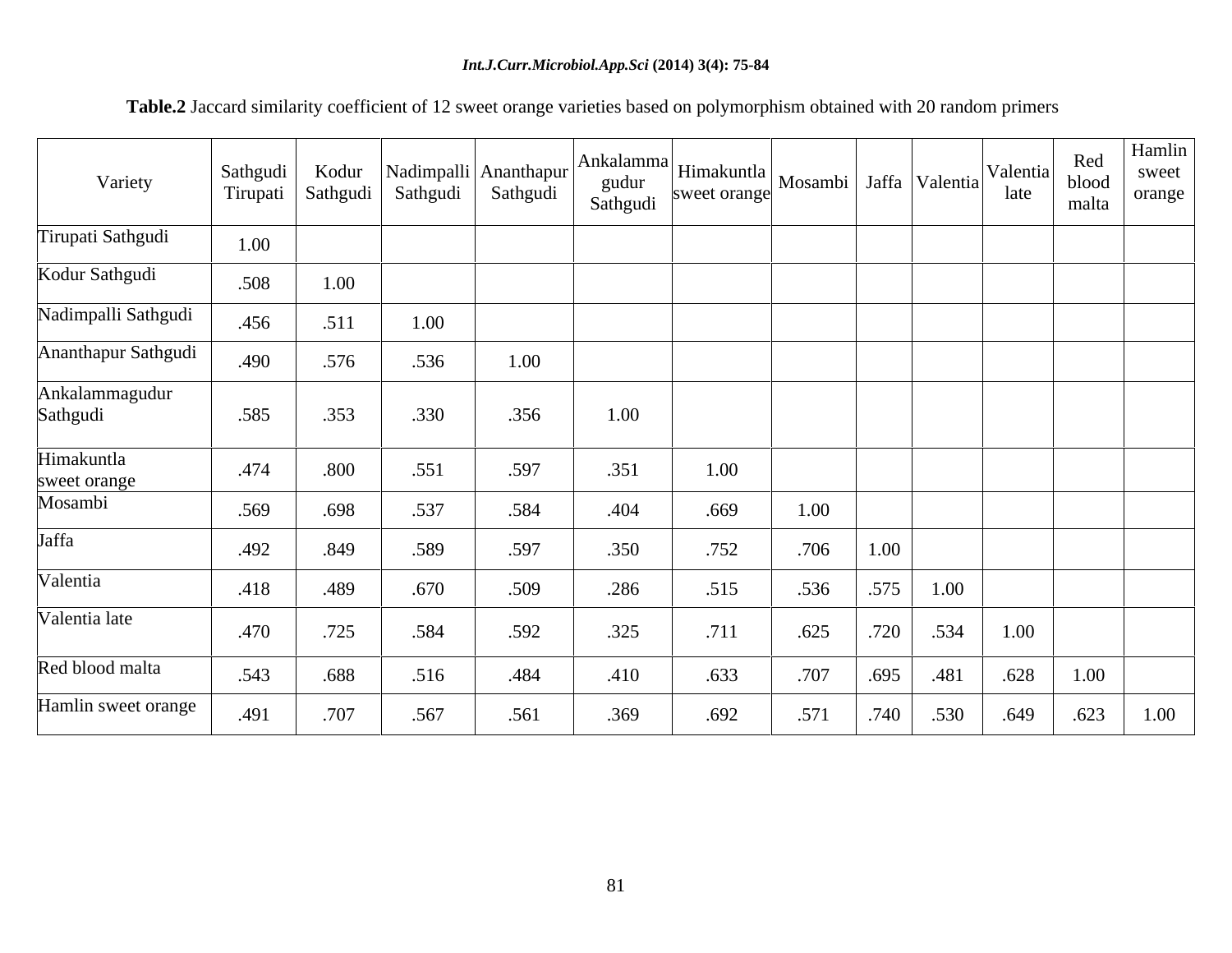**Table.2** Jaccard similarity coefficient of 12 sweet orange varieties based on polymorphism obtained with 20 random primers

| Variety | Sathgudi Tirupati | Kodur Sathgudi | Nadimpalli Sathgudi | Ananthapur Sathgudi | Ankalamma gudur Sathgudi | Himakuntla sweet orange | Mosambi | Jaffa | Valentia | Valentia late | Red blood malta | Hamlin sweet orange |
|---|---|---|---|---|---|---|---|---|---|---|---|---|
| Tirupati Sathgudi | 1.00 | | | | | | | | | | | |
| Kodur Sathgudi | .508 | 1.00 | | | | | | | | | | |
| Nadimpalli Sathgudi | .456 | .511 | 1.00 | | | | | | | | | |
| Ananthapur Sathgudi | .490 | .576 | .536 | 1.00 | | | | | | | | |
| Ankalammagudur Sathgudi | .585 | .353 | .330 | .356 | 1.00 | | | | | | | |
| Himakuntla sweet orange | .474 | .800 | .551 | .597 | .351 | 1.00 | | | | | | |
| Mosambi | .569 | .698 | .537 | .584 | .404 | .669 | 1.00 | | | | | |
| Jaffa | .492 | .849 | .589 | .597 | .350 | .752 | .706 | 1.00 | | | | |
| Valentia | .418 | .489 | .670 | .509 | .286 | .515 | .536 | .575 | 1.00 | | | |
| Valentia late | .470 | .725 | .584 | .592 | .325 | .711 | .625 | .720 | .534 | 1.00 | | |
| Red blood malta | .543 | .688 | .516 | .484 | .410 | .633 | .707 | .695 | .481 | .628 | 1.00 | |
| Hamlin sweet orange | .491 | .707 | .567 | .561 | .369 | .692 | .571 | .740 | .530 | .649 | .623 | 1.00 |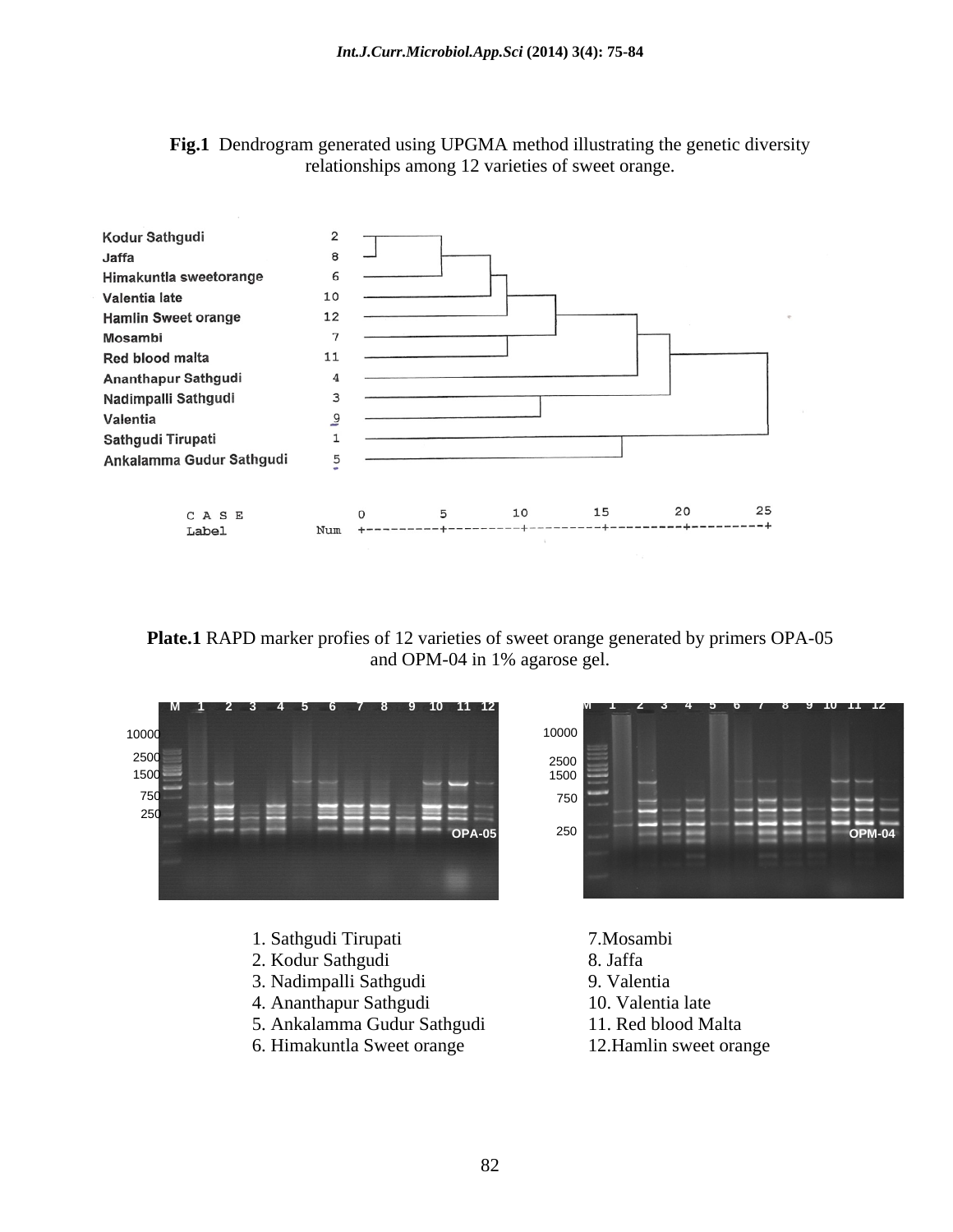**Fig.1** Dendrogram generated using UPGMA method illustrating the genetic diversity relationships among 12 varieties of sweet orange.

**Plate.1** RAPD marker profies of 12 varieties of sweet orange generated by primers OPA-05 and OPM-04 in 1% agarose gel.

1. Sathgudi Tirupati
2. Kodur Sathgudi
3. Nadimpalli Sathgudi
4. Ananthapur Sathgudi
5. Ankalamma Gudur Sathgudi
6. Himakuntla Sweet orange
7. Mosambi
8. Jaffa
9. Valentia
10. Valentia late
11. Red blood Malta
12. Hamlin sweet orange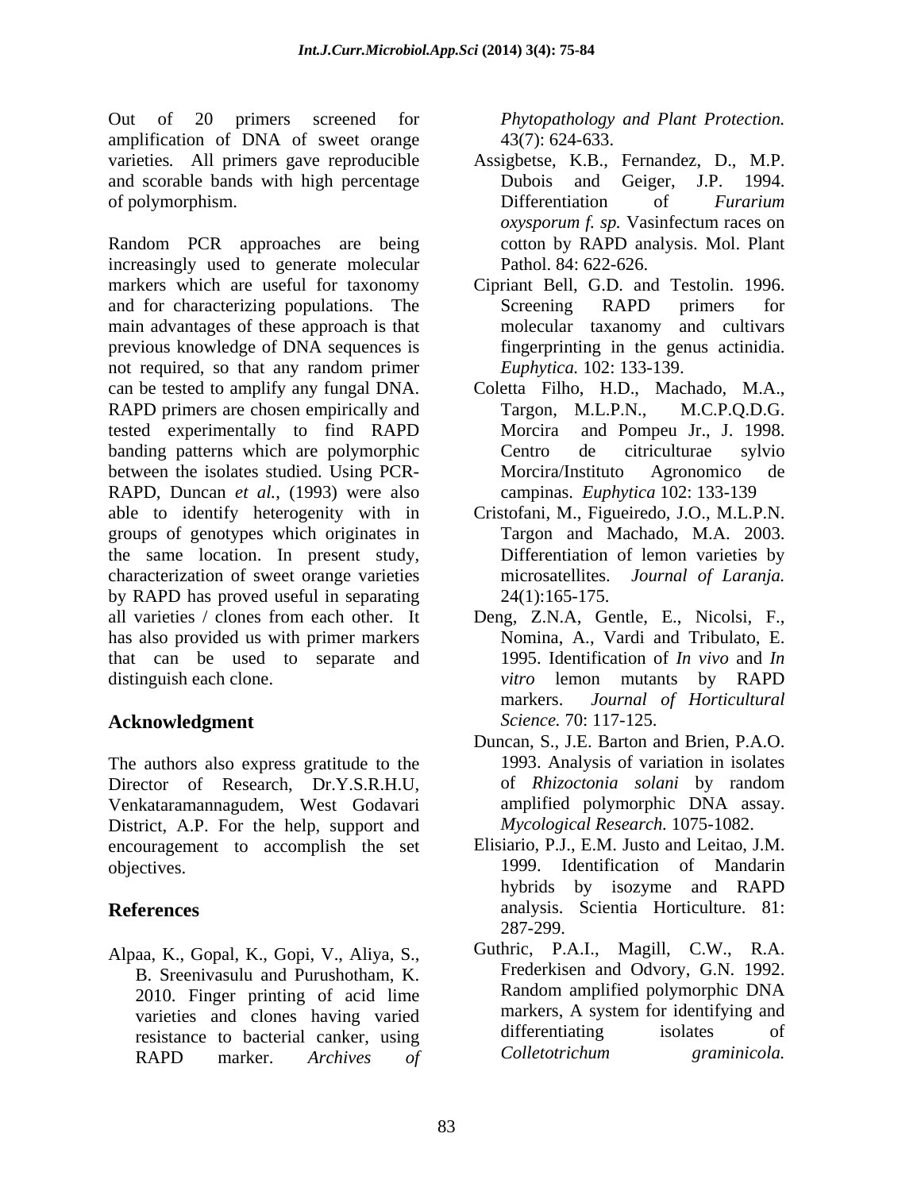Out of 20 primers screened for amplification of DNA of sweet orange varieties. All primers gave reproducible and scorable bands with high percentage of polymorphism.

Random PCR approaches are being increasingly used to generate molecular markers which are useful for taxonomy and for characterizing populations. The main advantages of these approach is that previous knowledge of DNA sequences is not required, so that any random primer can be tested to amplify any fungal DNA. RAPD primers are chosen empirically and tested experimentally to find RAPD banding patterns which are polymorphic between the isolates studied. Using PCR-RAPD, Duncan *et al.*, (1993) were also able to identify heterogenity with in groups of genotypes which originates in the same location. In present study, characterization of sweet orange varieties by RAPD has proved useful in separating all varieties / clones from each other. It has also provided us with primer markers that can be used to separate and distinguish each clone.

## Acknowledgment

The authors also express gratitude to the Director of Research, Dr.Y.S.R.H.U, Venkataramannagudem, West Godavari District, A.P. For the help, support and encouragement to accomplish the set objectives.

## References

Alpaa, K., Gopal, K., Gopi, V., Aliya, S., B. Sreenivasulu and Purushotham, K. 2010. Finger printing of acid lime varieties and clones having varied resistance to bacterial canker, using RAPD marker. *Archives of Phytopathology and Plant Protection.* 43(7): 624-633.

Assigbetse, K.B., Fernandez, D., M.P. Dubois and Geiger, J.P. 1994. Differentiation of *Furarium oxysporum f. sp.* Vasinfectum races on cotton by RAPD analysis. Mol. Plant Pathol. 84: 622-626.

Cipriant Bell, G.D. and Testolin. 1996. Screening RAPD primers for molecular taxanomy and cultivars fingerprinting in the genus actinidia. *Euphytica.* 102: 133-139.

Coletta Filho, H.D., Machado, M.A., Targon, M.L.P.N., M.C.P.Q.D.G. Morcira and Pompeu Jr., J. 1998. Centro de citriculturae sylvio Morcira/Instituto Agronomico de campinas. *Euphytica* 102: 133-139

Cristofani, M., Figueiredo, J.O., M.L.P.N. Targon and Machado, M.A. 2003. Differentiation of lemon varieties by microsatellites. *Journal of Laranja.* 24(1):165-175.

Deng, Z.N.A, Gentle, E., Nicolsi, F., Nomina, A., Vardi and Tribulato, E. 1995. Identification of *In vivo* and *In vitro* lemon mutants by RAPD markers. *Journal of Horticultural Science.* 70: 117-125.

Duncan, S., J.E. Barton and Brien, P.A.O. 1993. Analysis of variation in isolates of *Rhizoctonia solani* by random amplified polymorphic DNA assay. *Mycological Research.* 1075-1082.

Elisiario, P.J., E.M. Justo and Leitao, J.M. 1999. Identification of Mandarin hybrids by isozyme and RAPD analysis. Scientia Horticulture. 81: 287-299.

Guthric, P.A.I., Magill, C.W., R.A. Frederkisen and Odvory, G.N. 1992. Random amplified polymorphic DNA markers, A system for identifying and differentiating isolates of *Colletotrichum graminicola.*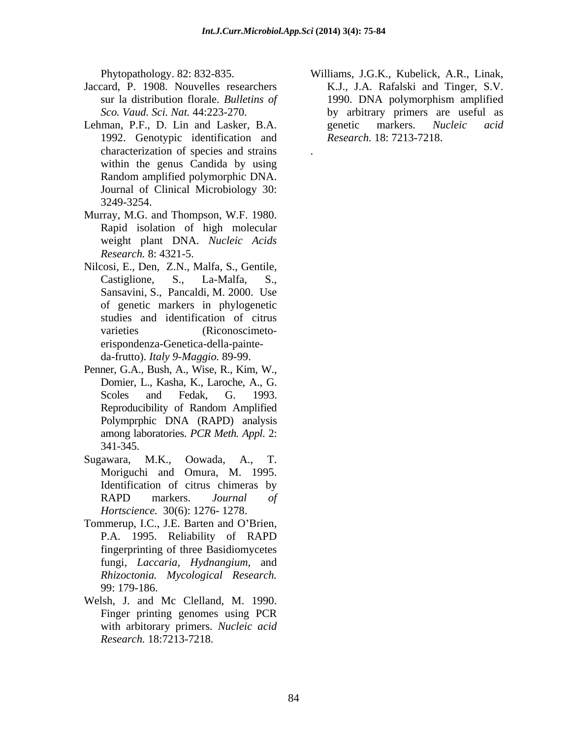Phytopathology. 82: 832-835.

Jaccard, P. 1908. Nouvelles researchers sur la distribution florale. *Bulletins of Sco. Vaud. Sci. Nat.* 44:223-270.

Lehman, P.F., D. Lin and Lasker, B.A. 1992. Genotypic identification and characterization of species and strains within the genus Candida by using Random amplified polymorphic DNA. Journal of Clinical Microbiology 30: 3249-3254.

Murray, M.G. and Thompson, W.F. 1980. Rapid isolation of high molecular weight plant DNA. *Nucleic Acids Research.* 8: 4321-5.

Nilcosi, E., Den, Z.N., Malfa, S., Gentile, Castiglione, S., La-Malfa, S., Sansavini, S., Pancaldi, M. 2000. Use of genetic markers in phylogenetic studies and identification of citrus varieties (Riconoscimeto-erispondenza-Genetica-della-painte-da-frutto). *Italy 9-Maggio.* 89-99.

Penner, G.A., Bush, A., Wise, R., Kim, W., Domier, L., Kasha, K., Laroche, A., G. Scoles and Fedak, G. 1993. Reproducibility of Random Amplified Polymprphic DNA (RAPD) analysis among laboratories. *PCR Meth. Appl.* 2: 341-345.

Sugawara, M.K., Oowada, A., T. Moriguchi and Omura, M. 1995. Identification of citrus chimeras by RAPD markers. *Journal of Hortscience.* 30(6): 1276- 1278.

Tommerup, I.C., J.E. Barten and O'Brien, P.A. 1995. Reliability of RAPD fingerprinting of three Basidiomycetes fungi, *Laccaria*, *Hydnangium*, and *Rhizoctonia. Mycological Research.* 99: 179-186.

Welsh, J. and Mc Clelland, M. 1990. Finger printing genomes using PCR with arbitorary primers. *Nucleic acid Research.* 18:7213-7218.

Williams, J.G.K., Kubelick, A.R., Linak, K.J., J.A. Rafalski and Tinger, S.V. 1990. DNA polymorphism amplified by arbitrary primers are useful as genetic markers. *Nucleic acid Research.* 18: 7213-7218.